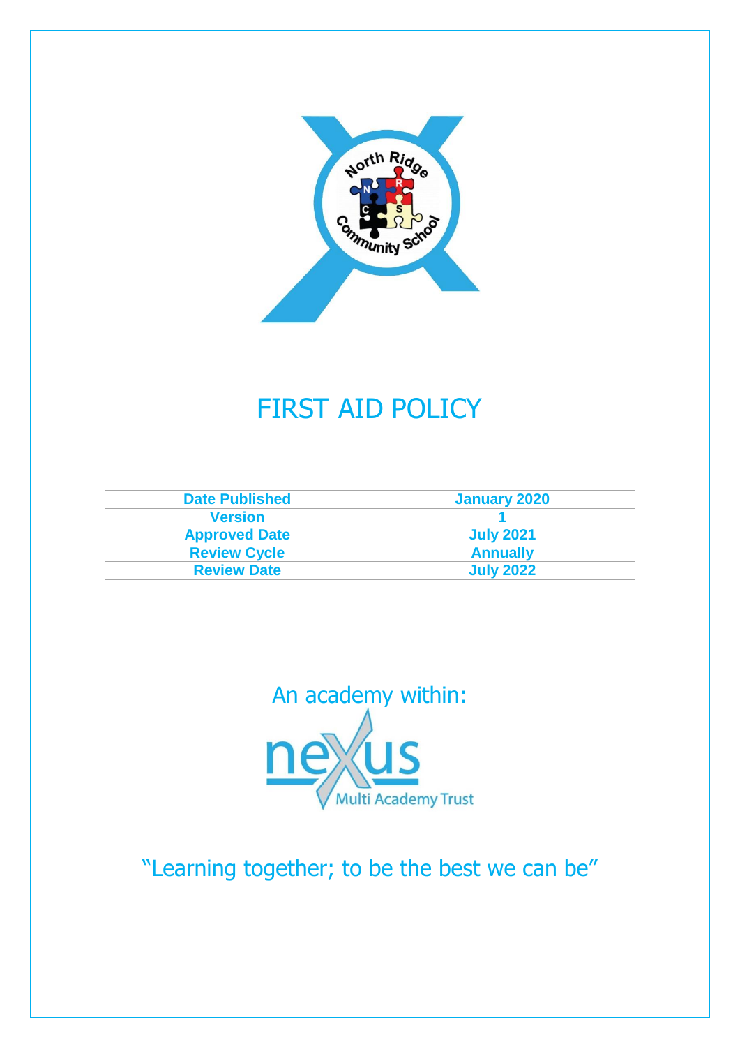# FIRST AID POLICY

| Date Published | January 2020 |
| --- | --- |
| Version | 1 |
| Approved Date | July 2021 |
| Review Cycle | Annually |
| Review Date | July 2022 |

An academy within:

nexus Multi Academy Trust

"Learning together; to be the best we can be"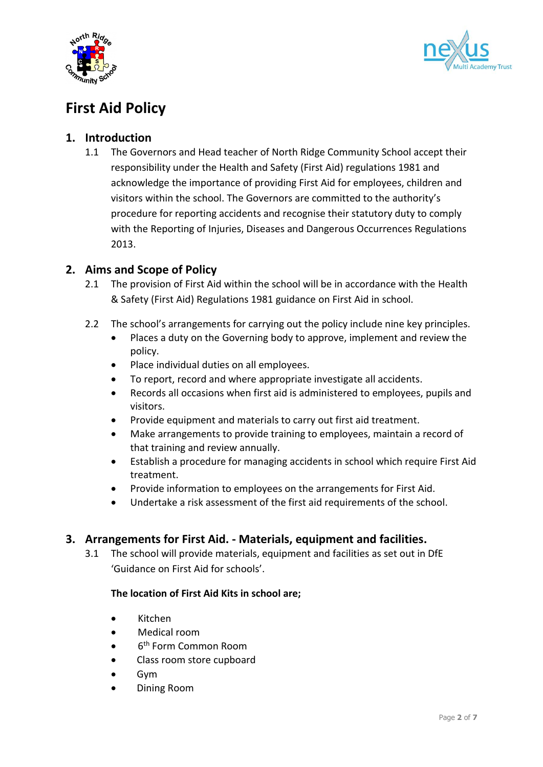# First Aid Policy

## 1. Introduction

1.1 The Governors and Head teacher of North Ridge Community School accept their responsibility under the Health and Safety (First Aid) regulations 1981 and acknowledge the importance of providing First Aid for employees, children and visitors within the school. The Governors are committed to the authority's procedure for reporting accidents and recognise their statutory duty to comply with the Reporting of Injuries, Diseases and Dangerous Occurrences Regulations 2013.

## 2. Aims and Scope of Policy

2.1 The provision of First Aid within the school will be in accordance with the Health & Safety (First Aid) Regulations 1981 guidance on First Aid in school.

2.2 The school's arrangements for carrying out the policy include nine key principles.

- Places a duty on the Governing body to approve, implement and review the policy.
- Place individual duties on all employees.
- To report, record and where appropriate investigate all accidents.
- Records all occasions when first aid is administered to employees, pupils and visitors.
- Provide equipment and materials to carry out first aid treatment.
- Make arrangements to provide training to employees, maintain a record of that training and review annually.
- Establish a procedure for managing accidents in school which require First Aid treatment.
- Provide information to employees on the arrangements for First Aid.
- Undertake a risk assessment of the first aid requirements of the school.

## 3. Arrangements for First Aid. - Materials, equipment and facilities.

3.1 The school will provide materials, equipment and facilities as set out in DfE 'Guidance on First Aid for schools'.

**The location of First Aid Kits in school are;**

- Kitchen
- Medical room
- 6th Form Common Room
- Class room store cupboard
- Gym
- Dining Room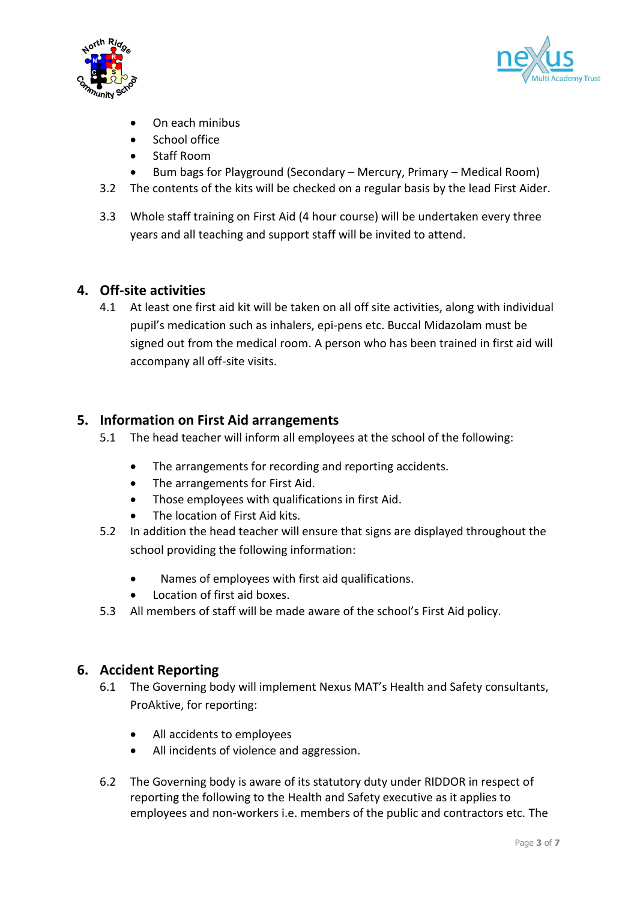- On each minibus
- School office
- Staff Room
- Bum bags for Playground (Secondary – Mercury, Primary – Medical Room)

3.2 The contents of the kits will be checked on a regular basis by the lead First Aider.

3.3 Whole staff training on First Aid (4 hour course) will be undertaken every three years and all teaching and support staff will be invited to attend.

## 4. Off-site activities

4.1 At least one first aid kit will be taken on all off site activities, along with individual pupil's medication such as inhalers, epi-pens etc. Buccal Midazolam must be signed out from the medical room. A person who has been trained in first aid will accompany all off-site visits.

## 5. Information on First Aid arrangements

5.1 The head teacher will inform all employees at the school of the following:

- The arrangements for recording and reporting accidents.
- The arrangements for First Aid.
- Those employees with qualifications in first Aid.
- The location of First Aid kits.

5.2 In addition the head teacher will ensure that signs are displayed throughout the school providing the following information:

- Names of employees with first aid qualifications.
- Location of first aid boxes.

5.3 All members of staff will be made aware of the school's First Aid policy.

## 6. Accident Reporting

6.1 The Governing body will implement Nexus MAT's Health and Safety consultants, ProAktive, for reporting:

- All accidents to employees
- All incidents of violence and aggression.

6.2 The Governing body is aware of its statutory duty under RIDDOR in respect of reporting the following to the Health and Safety executive as it applies to employees and non-workers i.e. members of the public and contractors etc. The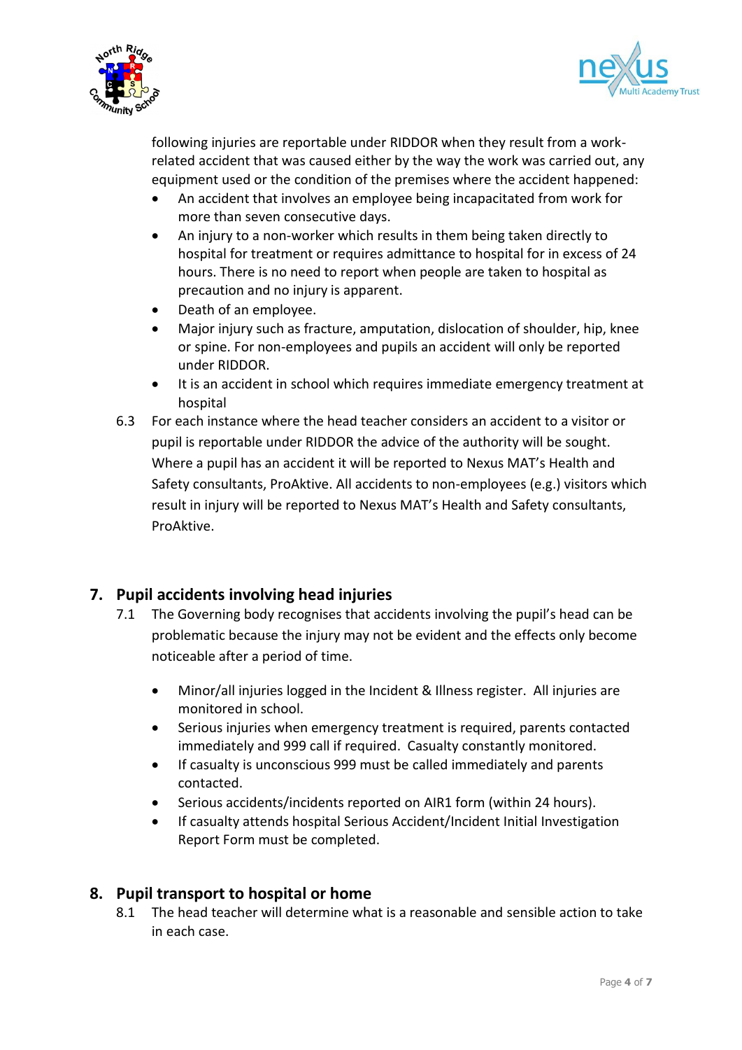following injuries are reportable under RIDDOR when they result from a work-related accident that was caused either by the way the work was carried out, any equipment used or the condition of the premises where the accident happened:

- An accident that involves an employee being incapacitated from work for more than seven consecutive days.
- An injury to a non-worker which results in them being taken directly to hospital for treatment or requires admittance to hospital for in excess of 24 hours. There is no need to report when people are taken to hospital as precaution and no injury is apparent.
- Death of an employee.
- Major injury such as fracture, amputation, dislocation of shoulder, hip, knee or spine. For non-employees and pupils an accident will only be reported under RIDDOR.
- It is an accident in school which requires immediate emergency treatment at hospital

6.3 For each instance where the head teacher considers an accident to a visitor or pupil is reportable under RIDDOR the advice of the authority will be sought. Where a pupil has an accident it will be reported to Nexus MAT's Health and Safety consultants, ProAktive. All accidents to non-employees (e.g.) visitors which result in injury will be reported to Nexus MAT's Health and Safety consultants, ProAktive.

## 7. Pupil accidents involving head injuries

7.1 The Governing body recognises that accidents involving the pupil's head can be problematic because the injury may not be evident and the effects only become noticeable after a period of time.

- Minor/all injuries logged in the Incident & Illness register. All injuries are monitored in school.
- Serious injuries when emergency treatment is required, parents contacted immediately and 999 call if required. Casualty constantly monitored.
- If casualty is unconscious 999 must be called immediately and parents contacted.
- Serious accidents/incidents reported on AIR1 form (within 24 hours).
- If casualty attends hospital Serious Accident/Incident Initial Investigation Report Form must be completed.

## 8. Pupil transport to hospital or home

8.1 The head teacher will determine what is a reasonable and sensible action to take in each case.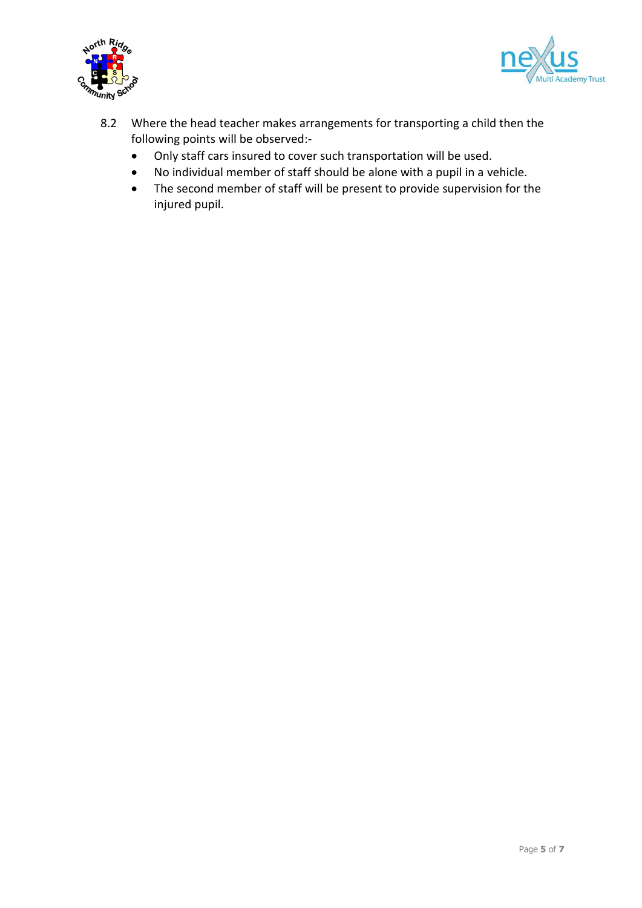8.2 Where the head teacher makes arrangements for transporting a child then the following points will be observed:-

- Only staff cars insured to cover such transportation will be used.
- No individual member of staff should be alone with a pupil in a vehicle.
- The second member of staff will be present to provide supervision for the injured pupil.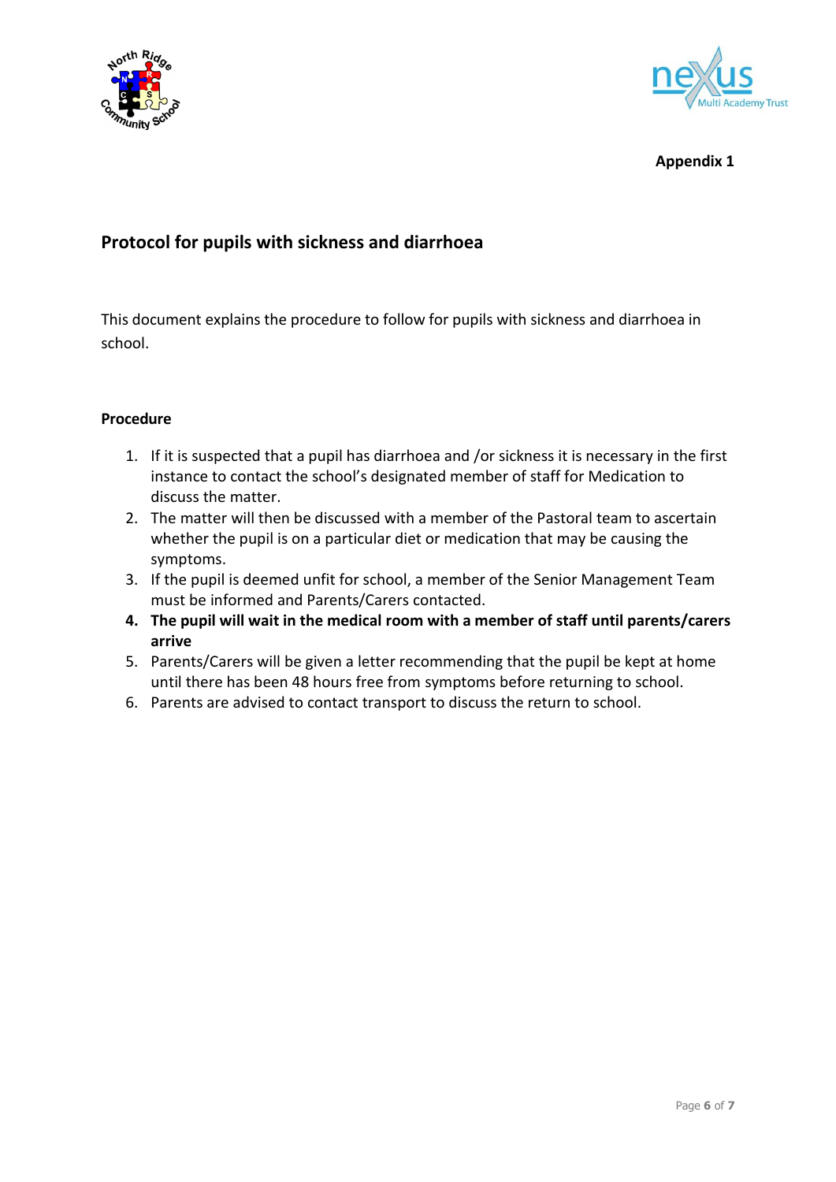**Appendix 1**

## Protocol for pupils with sickness and diarrhoea

This document explains the procedure to follow for pupils with sickness and diarrhoea in school.

### Procedure

1. If it is suspected that a pupil has diarrhoea and /or sickness it is necessary in the first instance to contact the school's designated member of staff for Medication to discuss the matter.
2. The matter will then be discussed with a member of the Pastoral team to ascertain whether the pupil is on a particular diet or medication that may be causing the symptoms.
3. If the pupil is deemed unfit for school, a member of the Senior Management Team must be informed and Parents/Carers contacted.
4. **The pupil will wait in the medical room with a member of staff until parents/carers arrive**
5. Parents/Carers will be given a letter recommending that the pupil be kept at home until there has been 48 hours free from symptoms before returning to school.
6. Parents are advised to contact transport to discuss the return to school.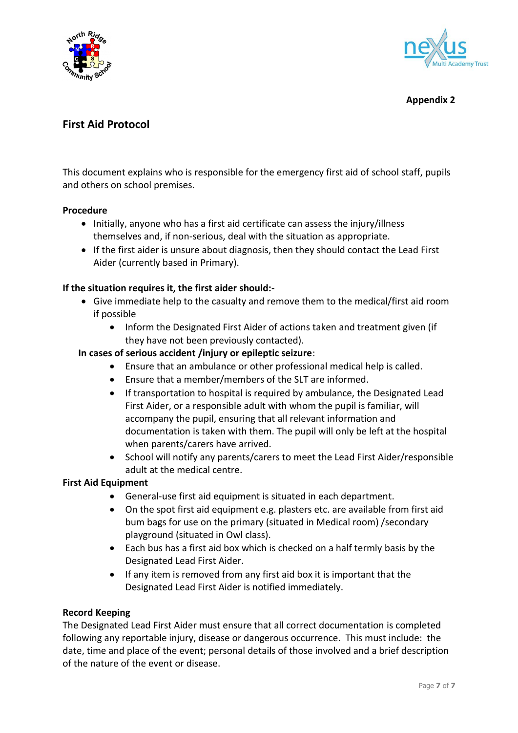**Appendix 2**

## First Aid Protocol

This document explains who is responsible for the emergency first aid of school staff, pupils and others on school premises.

**Procedure**

- Initially, anyone who has a first aid certificate can assess the injury/illness themselves and, if non-serious, deal with the situation as appropriate.
- If the first aider is unsure about diagnosis, then they should contact the Lead First Aider (currently based in Primary).

**If the situation requires it, the first aider should:-**

- Give immediate help to the casualty and remove them to the medical/first aid room if possible
  - Inform the Designated First Aider of actions taken and treatment given (if they have not been previously contacted).

**In cases of serious accident /injury or epileptic seizure**:

- Ensure that an ambulance or other professional medical help is called.
- Ensure that a member/members of the SLT are informed.
- If transportation to hospital is required by ambulance, the Designated Lead First Aider, or a responsible adult with whom the pupil is familiar, will accompany the pupil, ensuring that all relevant information and documentation is taken with them. The pupil will only be left at the hospital when parents/carers have arrived.
- School will notify any parents/carers to meet the Lead First Aider/responsible adult at the medical centre.

**First Aid Equipment**

- General-use first aid equipment is situated in each department.
- On the spot first aid equipment e.g. plasters etc. are available from first aid bum bags for use on the primary (situated in Medical room) /secondary playground (situated in Owl class).
- Each bus has a first aid box which is checked on a half termly basis by the Designated Lead First Aider.
- If any item is removed from any first aid box it is important that the Designated Lead First Aider is notified immediately.

**Record Keeping**

The Designated Lead First Aider must ensure that all correct documentation is completed following any reportable injury, disease or dangerous occurrence. This must include: the date, time and place of the event; personal details of those involved and a brief description of the nature of the event or disease.